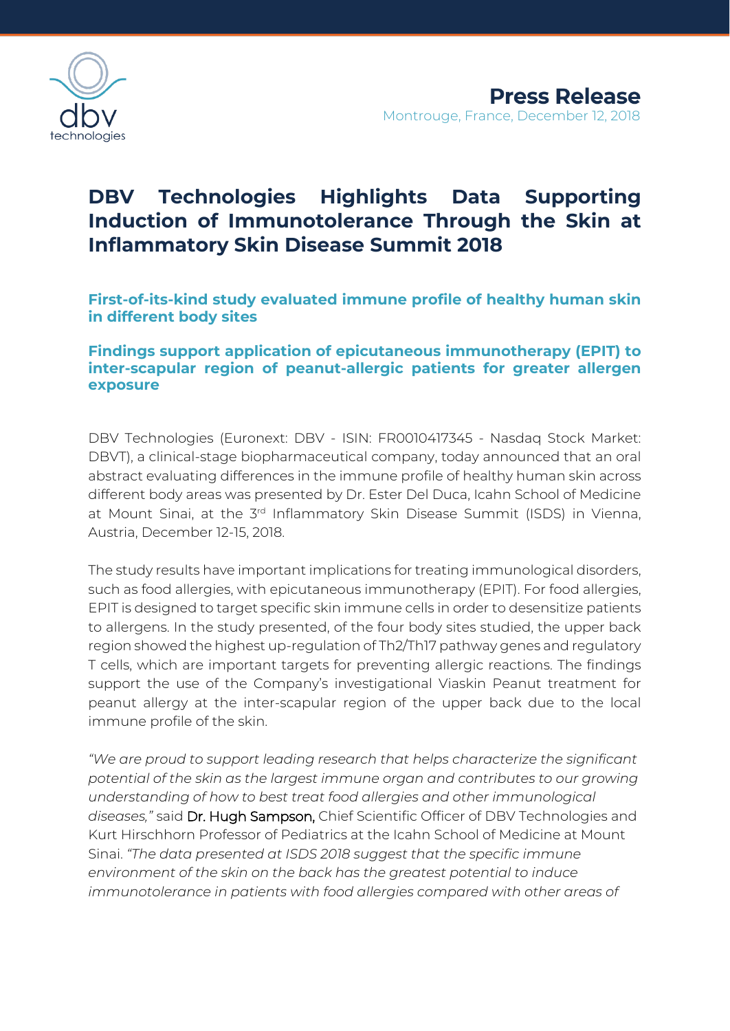**Press Release**

Montrouge, France, December 12, 2018

# DBV Technologies Highlights Data Supporting Induction of Immunotolerance Through the Skin at Inflammatory Skin Disease Summit 2018

**First-of-its-kind study evaluated immune profile of healthy human skin in different body sites**

**Findings support application of epicutaneous immunotherapy (EPIT) to inter-scapular region of peanut-allergic patients for greater allergen exposure**

DBV Technologies (Euronext: DBV - ISIN: FR0010417345 - Nasdaq Stock Market: DBVT), a clinical-stage biopharmaceutical company, today announced that an oral abstract evaluating differences in the immune profile of healthy human skin across different body areas was presented by Dr. Ester Del Duca, Icahn School of Medicine at Mount Sinai, at the 3rd Inflammatory Skin Disease Summit (ISDS) in Vienna, Austria, December 12-15, 2018.

The study results have important implications for treating immunological disorders, such as food allergies, with epicutaneous immunotherapy (EPIT). For food allergies, EPIT is designed to target specific skin immune cells in order to desensitize patients to allergens. In the study presented, of the four body sites studied, the upper back region showed the highest up-regulation of Th2/Th17 pathway genes and regulatory T cells, which are important targets for preventing allergic reactions. The findings support the use of the Company's investigational Viaskin Peanut treatment for peanut allergy at the inter-scapular region of the upper back due to the local immune profile of the skin.

*"We are proud to support leading research that helps characterize the significant potential of the skin as the largest immune organ and contributes to our growing understanding of how to best treat food allergies and other immunological diseases,"* said Dr. Hugh Sampson, Chief Scientific Officer of DBV Technologies and Kurt Hirschhorn Professor of Pediatrics at the Icahn School of Medicine at Mount Sinai. *"The data presented at ISDS 2018 suggest that the specific immune environment of the skin on the back has the greatest potential to induce immunotolerance in patients with food allergies compared with other areas of*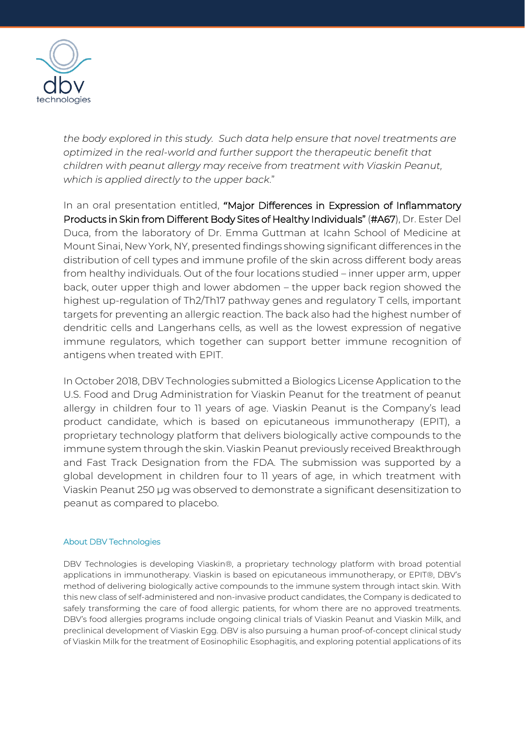*the body explored in this study. Such data help ensure that novel treatments are optimized in the real-world and further support the therapeutic benefit that children with peanut allergy may receive from treatment with Viaskin Peanut, which is applied directly to the upper back.*"

In an oral presentation entitled, **"Major Differences in Expression of Inflammatory Products in Skin from Different Body Sites of Healthy Individuals"** (**#A67**), Dr. Ester Del Duca, from the laboratory of Dr. Emma Guttman at Icahn School of Medicine at Mount Sinai, New York, NY, presented findings showing significant differences in the distribution of cell types and immune profile of the skin across different body areas from healthy individuals. Out of the four locations studied – inner upper arm, upper back, outer upper thigh and lower abdomen – the upper back region showed the highest up-regulation of Th2/Th17 pathway genes and regulatory T cells, important targets for preventing an allergic reaction. The back also had the highest number of dendritic cells and Langerhans cells, as well as the lowest expression of negative immune regulators, which together can support better immune recognition of antigens when treated with EPIT.

In October 2018, DBV Technologies submitted a Biologics License Application to the U.S. Food and Drug Administration for Viaskin Peanut for the treatment of peanut allergy in children four to 11 years of age. Viaskin Peanut is the Company's lead product candidate, which is based on epicutaneous immunotherapy (EPIT), a proprietary technology platform that delivers biologically active compounds to the immune system through the skin. Viaskin Peanut previously received Breakthrough and Fast Track Designation from the FDA. The submission was supported by a global development in children four to 11 years of age, in which treatment with Viaskin Peanut 250 µg was observed to demonstrate a significant desensitization to peanut as compared to placebo.

### About DBV Technologies

DBV Technologies is developing Viaskin®, a proprietary technology platform with broad potential applications in immunotherapy. Viaskin is based on epicutaneous immunotherapy, or EPIT®, DBV's method of delivering biologically active compounds to the immune system through intact skin. With this new class of self-administered and non-invasive product candidates, the Company is dedicated to safely transforming the care of food allergic patients, for whom there are no approved treatments. DBV's food allergies programs include ongoing clinical trials of Viaskin Peanut and Viaskin Milk, and preclinical development of Viaskin Egg. DBV is also pursuing a human proof-of-concept clinical study of Viaskin Milk for the treatment of Eosinophilic Esophagitis, and exploring potential applications of its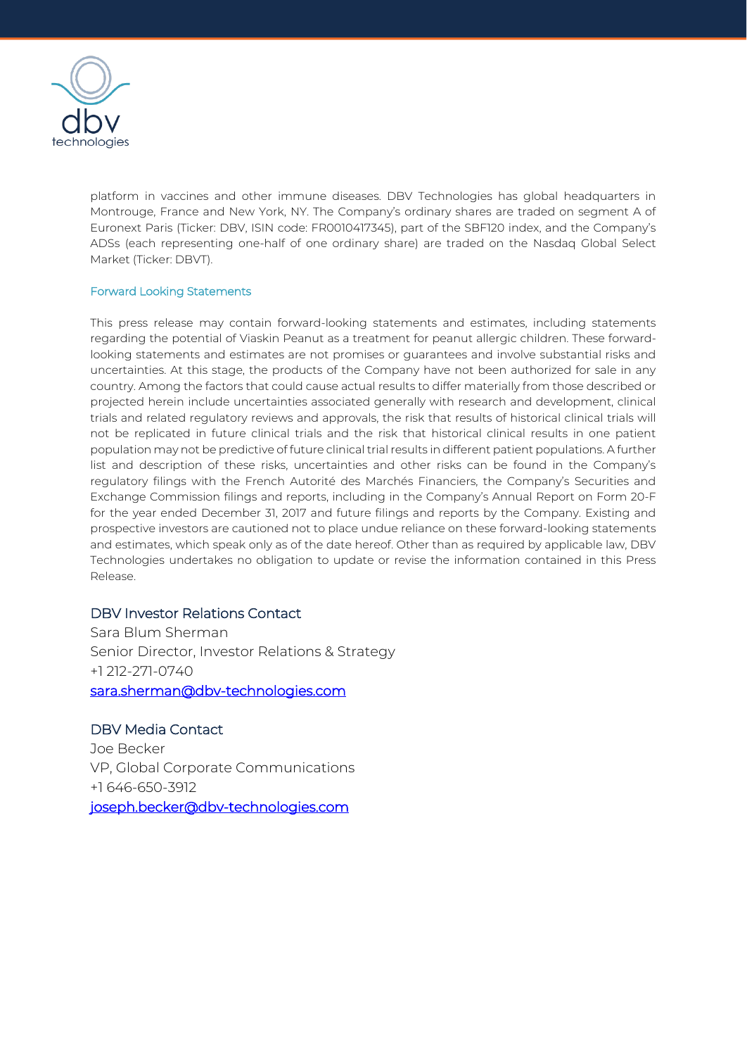platform in vaccines and other immune diseases. DBV Technologies has global headquarters in Montrouge, France and New York, NY. The Company's ordinary shares are traded on segment A of Euronext Paris (Ticker: DBV, ISIN code: FR0010417345), part of the SBF120 index, and the Company's ADSs (each representing one-half of one ordinary share) are traded on the Nasdaq Global Select Market (Ticker: DBVT).

### Forward Looking Statements

This press release may contain forward-looking statements and estimates, including statements regarding the potential of Viaskin Peanut as a treatment for peanut allergic children. These forward-looking statements and estimates are not promises or guarantees and involve substantial risks and uncertainties. At this stage, the products of the Company have not been authorized for sale in any country. Among the factors that could cause actual results to differ materially from those described or projected herein include uncertainties associated generally with research and development, clinical trials and related regulatory reviews and approvals, the risk that results of historical clinical trials will not be replicated in future clinical trials and the risk that historical clinical results in one patient population may not be predictive of future clinical trial results in different patient populations. A further list and description of these risks, uncertainties and other risks can be found in the Company's regulatory filings with the French Autorité des Marchés Financiers, the Company's Securities and Exchange Commission filings and reports, including in the Company's Annual Report on Form 20-F for the year ended December 31, 2017 and future filings and reports by the Company. Existing and prospective investors are cautioned not to place undue reliance on these forward-looking statements and estimates, which speak only as of the date hereof. Other than as required by applicable law, DBV Technologies undertakes no obligation to update or revise the information contained in this Press Release.

### DBV Investor Relations Contact

Sara Blum Sherman
Senior Director, Investor Relations & Strategy
+1 212-271-0740
sara.sherman@dbv-technologies.com

### DBV Media Contact

Joe Becker
VP, Global Corporate Communications
+1 646-650-3912
joseph.becker@dbv-technologies.com